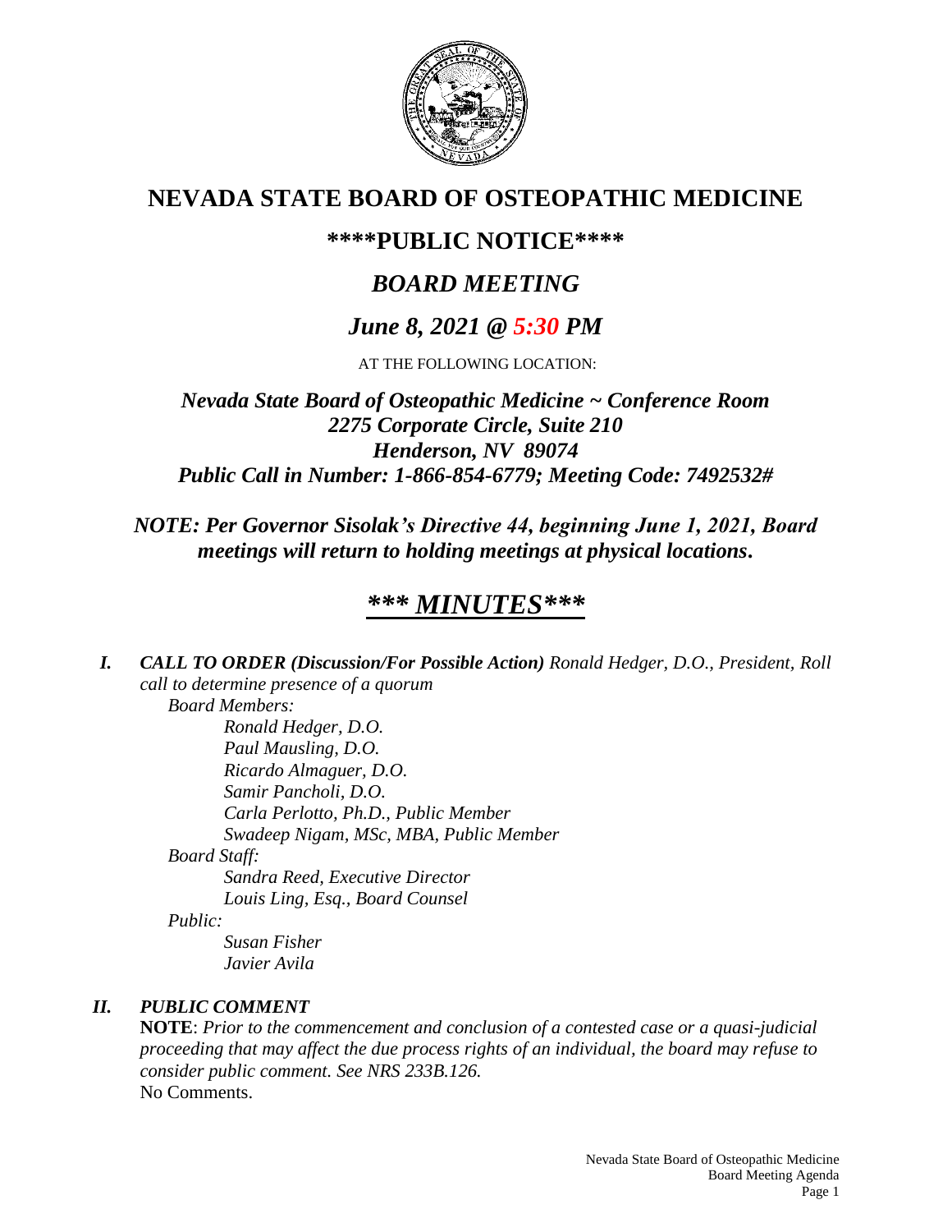# NEVADA STATE BOARD OF OSTEOPATHIC MEDICINE

## \*\*\*\*PUBLIC NOTICE\*\*\*\*

## *BOARD MEETING*

## *June 8, 2021 @ 5:30 PM*

AT THE FOLLOWING LOCATION:

***Nevada State Board of Osteopathic Medicine ~ Conference Room***
***2275 Corporate Circle, Suite 210***
***Henderson, NV 89074***
***Public Call in Number: 1-866-854-6779; Meeting Code: 7492532#***

***NOTE: Per Governor Sisolak's Directive 44, beginning June 1, 2021, Board meetings will return to holding meetings at physical locations.***

## *\*\*\* MINUTES\*\*\**

***I. CALL TO ORDER (Discussion/For Possible Action)*** *Ronald Hedger, D.O., President, Roll call to determine presence of a quorum*

*Board Members:*

- *Ronald Hedger, D.O.*
- *Paul Mausling, D.O.*
- *Ricardo Almaguer, D.O.*
- *Samir Pancholi, D.O.*
- *Carla Perlotto, Ph.D., Public Member*
- *Swadeep Nigam, MSc, MBA, Public Member*

*Board Staff:*

- *Sandra Reed, Executive Director*
- *Louis Ling, Esq., Board Counsel*

*Public:*

- *Susan Fisher*
- *Javier Avila*

***II. PUBLIC COMMENT***

**NOTE**: *Prior to the commencement and conclusion of a contested case or a quasi-judicial proceeding that may affect the due process rights of an individual, the board may refuse to consider public comment. See NRS 233B.126.*

No Comments.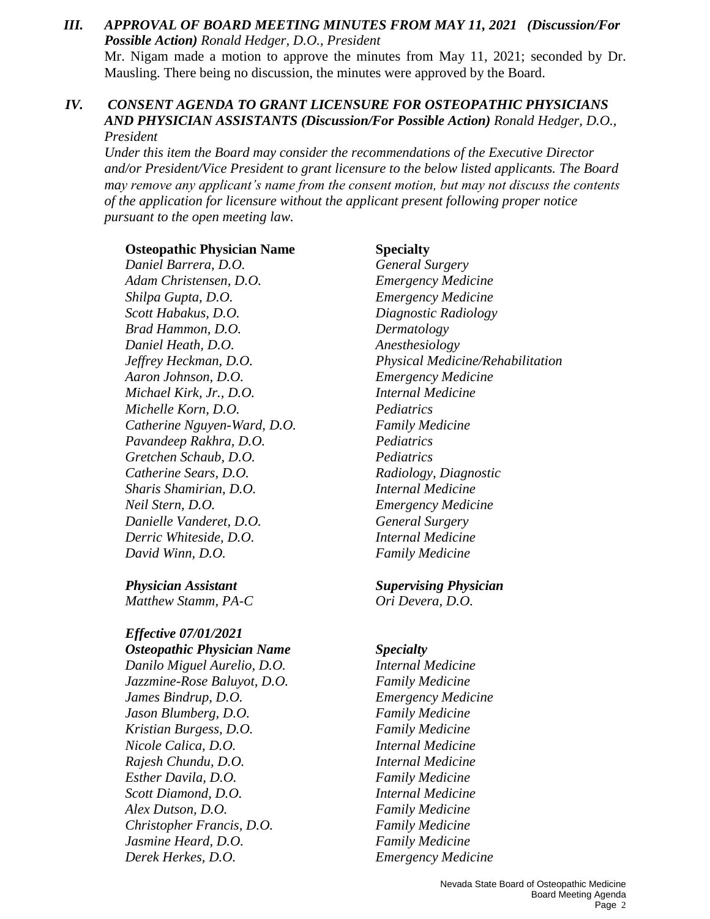### III. *APPROVAL OF BOARD MEETING MINUTES FROM MAY 11, 2021 (Discussion/For Possible Action) Ronald Hedger, D.O., President*

Mr. Nigam made a motion to approve the minutes from May 11, 2021; seconded by Dr. Mausling. There being no discussion, the minutes were approved by the Board.

### IV. *CONSENT AGENDA TO GRANT LICENSURE FOR OSTEOPATHIC PHYSICIANS AND PHYSICIAN ASSISTANTS (Discussion/For Possible Action) Ronald Hedger, D.O., President*

*Under this item the Board may consider the recommendations of the Executive Director and/or President/Vice President to grant licensure to the below listed applicants. The Board may remove any applicant's name from the consent motion, but may not discuss the contents of the application for licensure without the applicant present following proper notice pursuant to the open meeting law.*

| **Osteopathic Physician Name** | **Specialty** |
|---|---|
| *Daniel Barrera, D.O.* | *General Surgery* |
| *Adam Christensen, D.O.* | *Emergency Medicine* |
| *Shilpa Gupta, D.O.* | *Emergency Medicine* |
| *Scott Habakus, D.O.* | *Diagnostic Radiology* |
| *Brad Hammon, D.O.* | *Dermatology* |
| *Daniel Heath, D.O.* | *Anesthesiology* |
| *Jeffrey Heckman, D.O.* | *Physical Medicine/Rehabilitation* |
| *Aaron Johnson, D.O.* | *Emergency Medicine* |
| *Michael Kirk, Jr., D.O.* | *Internal Medicine* |
| *Michelle Korn, D.O.* | *Pediatrics* |
| *Catherine Nguyen-Ward, D.O.* | *Family Medicine* |
| *Pavandeep Rakhra, D.O.* | *Pediatrics* |
| *Gretchen Schaub, D.O.* | *Pediatrics* |
| *Catherine Sears, D.O.* | *Radiology, Diagnostic* |
| *Sharis Shamirian, D.O.* | *Internal Medicine* |
| *Neil Stern, D.O.* | *Emergency Medicine* |
| *Danielle Vanderet, D.O.* | *General Surgery* |
| *Derric Whiteside, D.O.* | *Internal Medicine* |
| *David Winn, D.O.* | *Family Medicine* |

| ***Physician Assistant*** | ***Supervising Physician*** |
|---|---|
| *Matthew Stamm, PA-C* | *Ori Devera, D.O.* |

***Effective 07/01/2021***

| ***Osteopathic Physician Name*** | ***Specialty*** |
|---|---|
| *Danilo Miguel Aurelio, D.O.* | *Internal Medicine* |
| *Jazzmine-Rose Baluyot, D.O.* | *Family Medicine* |
| *James Bindrup, D.O.* | *Emergency Medicine* |
| *Jason Blumberg, D.O.* | *Family Medicine* |
| *Kristian Burgess, D.O.* | *Family Medicine* |
| *Nicole Calica, D.O.* | *Internal Medicine* |
| *Rajesh Chundu, D.O.* | *Internal Medicine* |
| *Esther Davila, D.O.* | *Family Medicine* |
| *Scott Diamond, D.O.* | *Internal Medicine* |
| *Alex Dutson, D.O.* | *Family Medicine* |
| *Christopher Francis, D.O.* | *Family Medicine* |
| *Jasmine Heard, D.O.* | *Family Medicine* |
| *Derek Herkes, D.O.* | *Emergency Medicine* |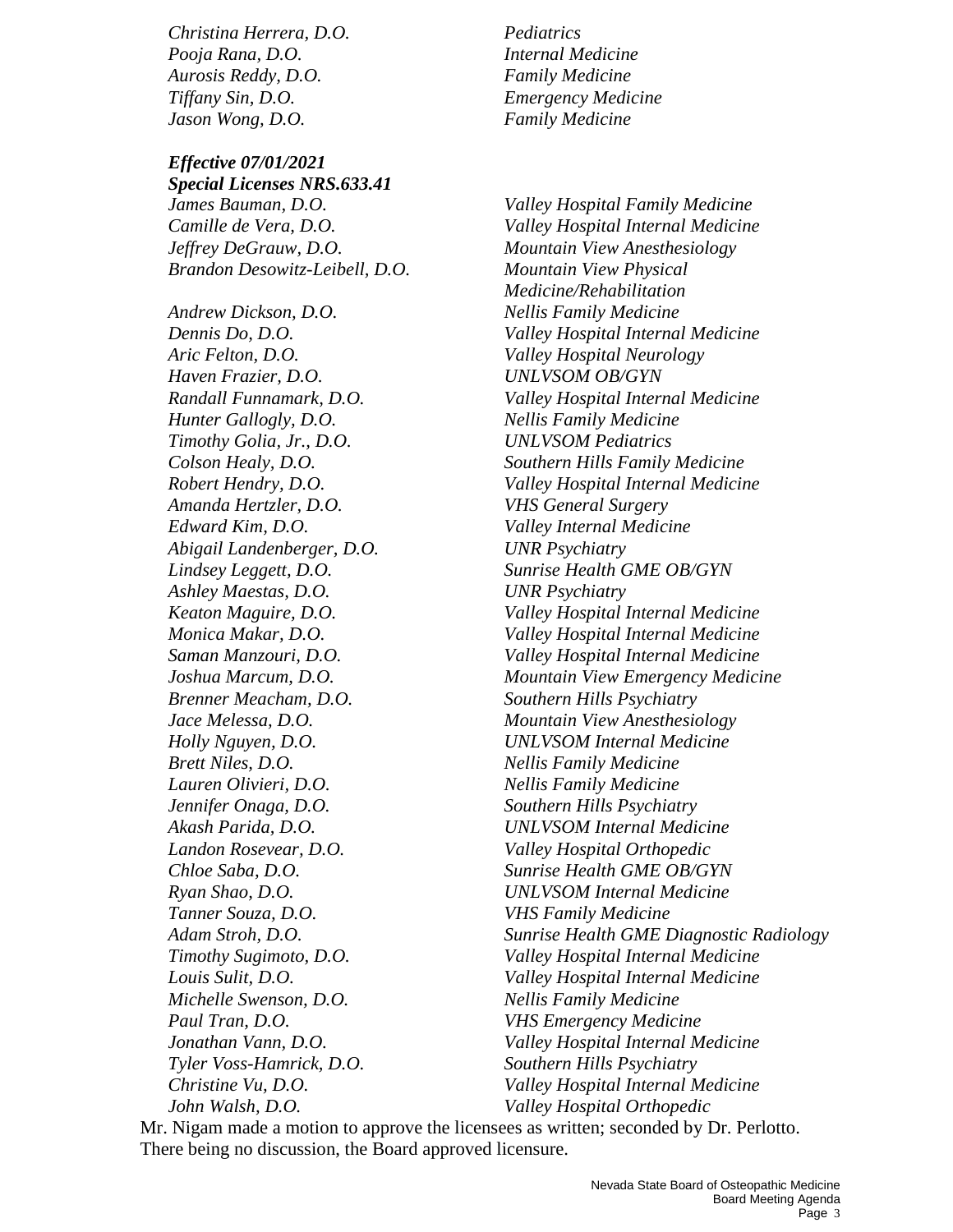| | |
|---|---|
| *Christina Herrera, D.O.* | *Pediatrics* |
| *Pooja Rana, D.O.* | *Internal Medicine* |
| *Aurosis Reddy, D.O.* | *Family Medicine* |
| *Tiffany Sin, D.O.* | *Emergency Medicine* |
| *Jason Wong, D.O.* | *Family Medicine* |

***Effective 07/01/2021***
***Special Licenses NRS.633.41***

| | |
|---|---|
| *James Bauman, D.O.* | *Valley Hospital Family Medicine* |
| *Camille de Vera, D.O.* | *Valley Hospital Internal Medicine* |
| *Jeffrey DeGrauw, D.O.* | *Mountain View Anesthesiology* |
| *Brandon Desowitz-Leibell, D.O.* | *Mountain View Physical Medicine/Rehabilitation* |
| *Andrew Dickson, D.O.* | *Nellis Family Medicine* |
| *Dennis Do, D.O.* | *Valley Hospital Internal Medicine* |
| *Aric Felton, D.O.* | *Valley Hospital Neurology* |
| *Haven Frazier, D.O.* | *UNLVSOM OB/GYN* |
| *Randall Funnamark, D.O.* | *Valley Hospital Internal Medicine* |
| *Hunter Gallogly, D.O.* | *Nellis Family Medicine* |
| *Timothy Golia, Jr., D.O.* | *UNLVSOM Pediatrics* |
| *Colson Healy, D.O.* | *Southern Hills Family Medicine* |
| *Robert Hendry, D.O.* | *Valley Hospital Internal Medicine* |
| *Amanda Hertzler, D.O.* | *VHS General Surgery* |
| *Edward Kim, D.O.* | *Valley Internal Medicine* |
| *Abigail Landenberger, D.O.* | *UNR Psychiatry* |
| *Lindsey Leggett, D.O.* | *Sunrise Health GME OB/GYN* |
| *Ashley Maestas, D.O.* | *UNR Psychiatry* |
| *Keaton Maguire, D.O.* | *Valley Hospital Internal Medicine* |
| *Monica Makar, D.O.* | *Valley Hospital Internal Medicine* |
| *Saman Manzouri, D.O.* | *Valley Hospital Internal Medicine* |
| *Joshua Marcum, D.O.* | *Mountain View Emergency Medicine* |
| *Brenner Meacham, D.O.* | *Southern Hills Psychiatry* |
| *Jace Melessa, D.O.* | *Mountain View Anesthesiology* |
| *Holly Nguyen, D.O.* | *UNLVSOM Internal Medicine* |
| *Brett Niles, D.O.* | *Nellis Family Medicine* |
| *Lauren Olivieri, D.O.* | *Nellis Family Medicine* |
| *Jennifer Onaga, D.O.* | *Southern Hills Psychiatry* |
| *Akash Parida, D.O.* | *UNLVSOM Internal Medicine* |
| *Landon Rosevear, D.O.* | *Valley Hospital Orthopedic* |
| *Chloe Saba, D.O.* | *Sunrise Health GME OB/GYN* |
| *Ryan Shao, D.O.* | *UNLVSOM Internal Medicine* |
| *Tanner Souza, D.O.* | *VHS Family Medicine* |
| *Adam Stroh, D.O.* | *Sunrise Health GME Diagnostic Radiology* |
| *Timothy Sugimoto, D.O.* | *Valley Hospital Internal Medicine* |
| *Louis Sulit, D.O.* | *Valley Hospital Internal Medicine* |
| *Michelle Swenson, D.O.* | *Nellis Family Medicine* |
| *Paul Tran, D.O.* | *VHS Emergency Medicine* |
| *Jonathan Vann, D.O.* | *Valley Hospital Internal Medicine* |
| *Tyler Voss-Hamrick, D.O.* | *Southern Hills Psychiatry* |
| *Christine Vu, D.O.* | *Valley Hospital Internal Medicine* |
| *John Walsh, D.O.* | *Valley Hospital Orthopedic* |

Mr. Nigam made a motion to approve the licensees as written; seconded by Dr. Perlotto. There being no discussion, the Board approved licensure.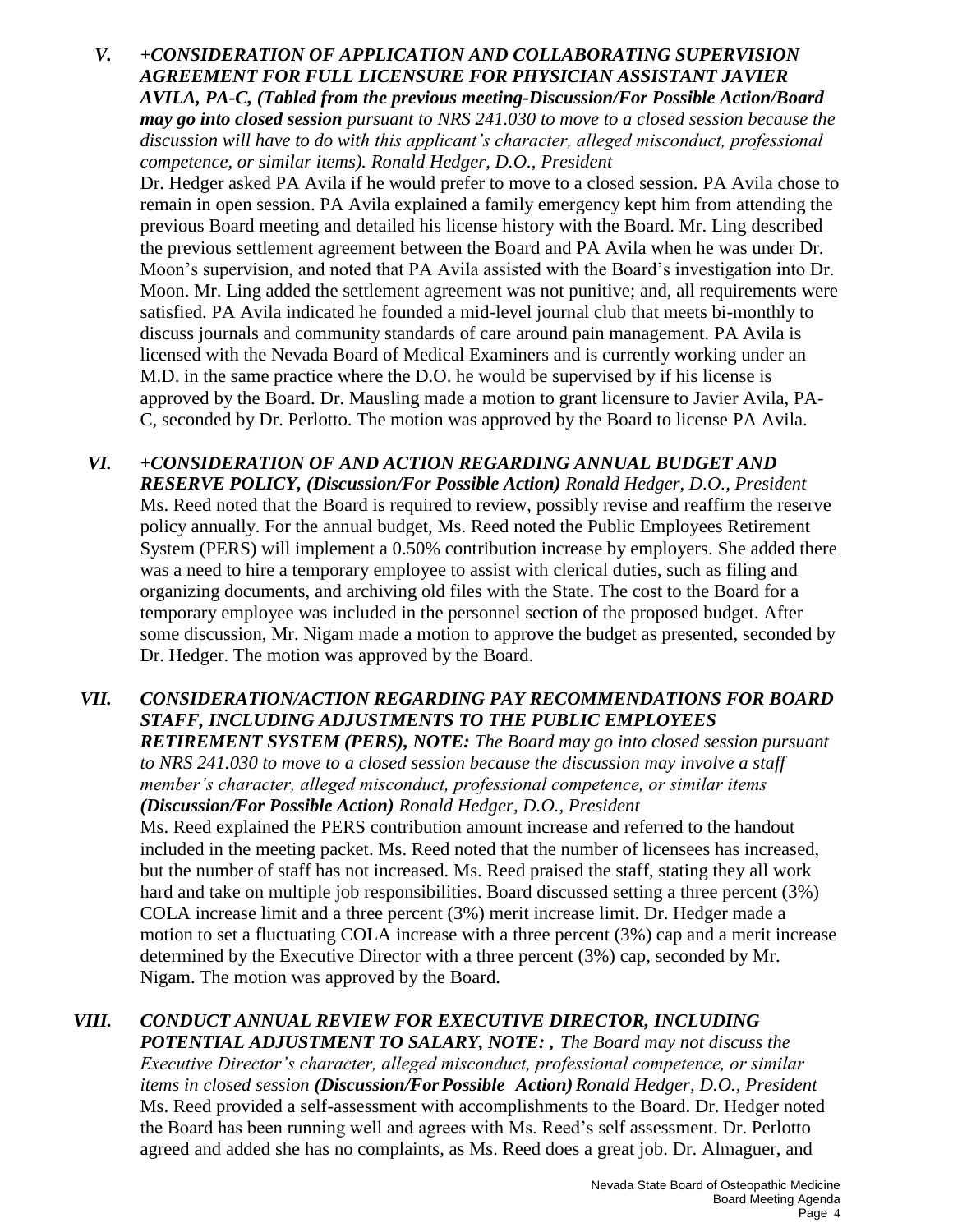*V. +CONSIDERATION OF APPLICATION AND COLLABORATING SUPERVISION AGREEMENT FOR FULL LICENSURE FOR PHYSICIAN ASSISTANT JAVIER AVILA, PA-C, (Tabled from the previous meeting-Discussion/For Possible Action/Board may go into closed session **pursuant to NRS 241.030 to move to a closed session because the discussion will have to do with this applicant's character, alleged misconduct, professional competence, or similar items). Ronald Hedger, D.O., President***

Dr. Hedger asked PA Avila if he would prefer to move to a closed session. PA Avila chose to remain in open session. PA Avila explained a family emergency kept him from attending the previous Board meeting and detailed his license history with the Board. Mr. Ling described the previous settlement agreement between the Board and PA Avila when he was under Dr. Moon's supervision, and noted that PA Avila assisted with the Board's investigation into Dr. Moon. Mr. Ling added the settlement agreement was not punitive; and, all requirements were satisfied. PA Avila indicated he founded a mid-level journal club that meets bi-monthly to discuss journals and community standards of care around pain management. PA Avila is licensed with the Nevada Board of Medical Examiners and is currently working under an M.D. in the same practice where the D.O. he would be supervised by if his license is approved by the Board. Dr. Mausling made a motion to grant licensure to Javier Avila, PA-C, seconded by Dr. Perlotto. The motion was approved by the Board to license PA Avila.

*VI. +CONSIDERATION OF AND ACTION REGARDING ANNUAL BUDGET AND RESERVE POLICY, (Discussion/For Possible Action) Ronald Hedger, D.O., President*

Ms. Reed noted that the Board is required to review, possibly revise and reaffirm the reserve policy annually. For the annual budget, Ms. Reed noted the Public Employees Retirement System (PERS) will implement a 0.50% contribution increase by employers. She added there was a need to hire a temporary employee to assist with clerical duties, such as filing and organizing documents, and archiving old files with the State. The cost to the Board for a temporary employee was included in the personnel section of the proposed budget. After some discussion, Mr. Nigam made a motion to approve the budget as presented, seconded by Dr. Hedger. The motion was approved by the Board.

*VII. CONSIDERATION/ACTION REGARDING PAY RECOMMENDATIONS FOR BOARD STAFF, INCLUDING ADJUSTMENTS TO THE PUBLIC EMPLOYEES RETIREMENT SYSTEM (PERS), NOTE: The Board may go into closed session pursuant to NRS 241.030 to move to a closed session because the discussion may involve a staff member's character, alleged misconduct, professional competence, or similar items **(Discussion/For Possible Action)** Ronald Hedger, D.O., President*

Ms. Reed explained the PERS contribution amount increase and referred to the handout included in the meeting packet. Ms. Reed noted that the number of licensees has increased, but the number of staff has not increased. Ms. Reed praised the staff, stating they all work hard and take on multiple job responsibilities. Board discussed setting a three percent (3%) COLA increase limit and a three percent (3%) merit increase limit. Dr. Hedger made a motion to set a fluctuating COLA increase with a three percent (3%) cap and a merit increase determined by the Executive Director with a three percent (3%) cap, seconded by Mr. Nigam. The motion was approved by the Board.

*VIII. CONDUCT ANNUAL REVIEW FOR EXECUTIVE DIRECTOR, INCLUDING POTENTIAL ADJUSTMENT TO SALARY, NOTE: , The Board may not discuss the Executive Director's character, alleged misconduct, professional competence, or similar items in closed session **(Discussion/For Possible Action)** Ronald Hedger, D.O., President*

Ms. Reed provided a self-assessment with accomplishments to the Board. Dr. Hedger noted the Board has been running well and agrees with Ms. Reed's self assessment. Dr. Perlotto agreed and added she has no complaints, as Ms. Reed does a great job. Dr. Almaguer, and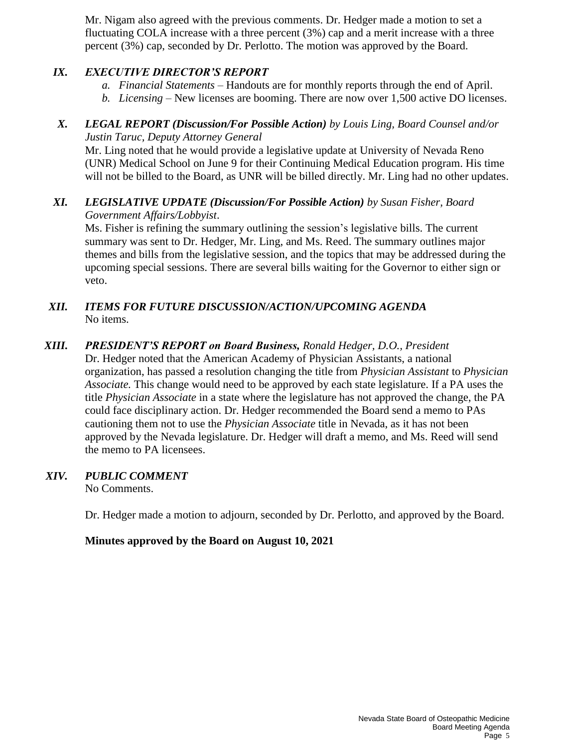Mr. Nigam also agreed with the previous comments. Dr. Hedger made a motion to set a fluctuating COLA increase with a three percent (3%) cap and a merit increase with a three percent (3%) cap, seconded by Dr. Perlotto. The motion was approved by the Board.

## IX. *EXECUTIVE DIRECTOR'S REPORT*

*a. Financial Statements* – Handouts are for monthly reports through the end of April.

*b. Licensing* – New licenses are booming. There are now over 1,500 active DO licenses.

## X. ***LEGAL REPORT (Discussion/For Possible Action)*** *by Louis Ling, Board Counsel and/or Justin Taruc, Deputy Attorney General*

Mr. Ling noted that he would provide a legislative update at University of Nevada Reno (UNR) Medical School on June 9 for their Continuing Medical Education program. His time will not be billed to the Board, as UNR will be billed directly. Mr. Ling had no other updates.

## XI. ***LEGISLATIVE UPDATE (Discussion/For Possible Action)*** *by Susan Fisher, Board Government Affairs/Lobbyist*.

Ms. Fisher is refining the summary outlining the session's legislative bills. The current summary was sent to Dr. Hedger, Mr. Ling, and Ms. Reed. The summary outlines major themes and bills from the legislative session, and the topics that may be addressed during the upcoming special sessions. There are several bills waiting for the Governor to either sign or veto.

## XII. *ITEMS FOR FUTURE DISCUSSION/ACTION/UPCOMING AGENDA*

No items.

## XIII. ***PRESIDENT'S REPORT on Board Business,*** *Ronald Hedger, D.O., President*

Dr. Hedger noted that the American Academy of Physician Assistants, a national organization, has passed a resolution changing the title from *Physician Assistant* to *Physician Associate.* This change would need to be approved by each state legislature. If a PA uses the title *Physician Associate* in a state where the legislature has not approved the change, the PA could face disciplinary action. Dr. Hedger recommended the Board send a memo to PAs cautioning them not to use the *Physician Associate* title in Nevada, as it has not been approved by the Nevada legislature. Dr. Hedger will draft a memo, and Ms. Reed will send the memo to PA licensees.

## XIV. *PUBLIC COMMENT*

No Comments.

Dr. Hedger made a motion to adjourn, seconded by Dr. Perlotto, and approved by the Board.

**Minutes approved by the Board on August 10, 2021**